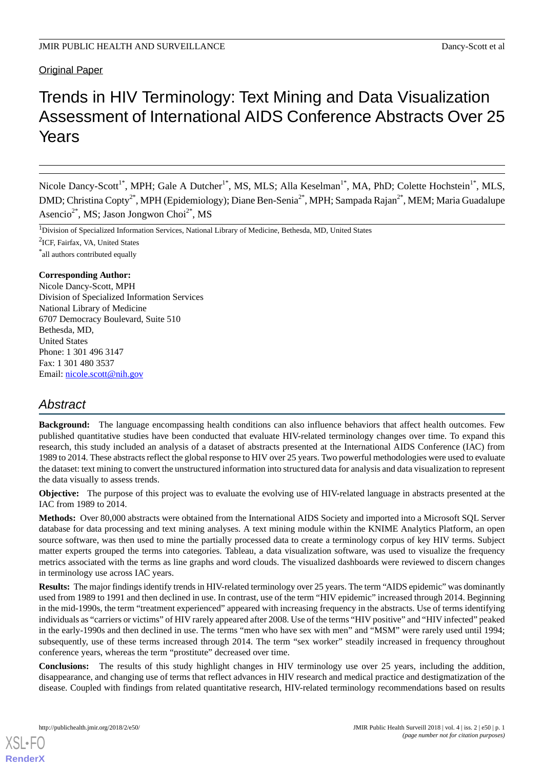Original Paper

# Trends in HIV Terminology: Text Mining and Data Visualization Assessment of International AIDS Conference Abstracts Over 25 Years

Nicole Dancy-Scott[1*], MPH; Gale A Dutcher[1*], MS, MLS; Alla Keselman[1*], MA, PhD; Colette Hochstein[1*], MLS, DMD; Christina Copty[2*], MPH (Epidemiology); Diane Ben-Senia[2*], MPH; Sampada Rajan[2*], MEM; Maria Guadalupe Asencio[2*], MS; Jason Jongwon Choi[2*], MS

[1]Division of Specialized Information Services, National Library of Medicine, Bethesda, MD, United States

[2]ICF, Fairfax, VA, United States

[*]all authors contributed equally

**Corresponding Author:**
Nicole Dancy-Scott, MPH
Division of Specialized Information Services
National Library of Medicine
6707 Democracy Boulevard, Suite 510
Bethesda, MD,
United States
Phone: 1 301 496 3147
Fax: 1 301 480 3537
Email: nicole.scott@nih.gov

## Abstract

**Background:** The language encompassing health conditions can also influence behaviors that affect health outcomes. Few published quantitative studies have been conducted that evaluate HIV-related terminology changes over time. To expand this research, this study included an analysis of a dataset of abstracts presented at the International AIDS Conference (IAC) from 1989 to 2014. These abstracts reflect the global response to HIV over 25 years. Two powerful methodologies were used to evaluate the dataset: text mining to convert the unstructured information into structured data for analysis and data visualization to represent the data visually to assess trends.

**Objective:** The purpose of this project was to evaluate the evolving use of HIV-related language in abstracts presented at the IAC from 1989 to 2014.

**Methods:** Over 80,000 abstracts were obtained from the International AIDS Society and imported into a Microsoft SQL Server database for data processing and text mining analyses. A text mining module within the KNIME Analytics Platform, an open source software, was then used to mine the partially processed data to create a terminology corpus of key HIV terms. Subject matter experts grouped the terms into categories. Tableau, a data visualization software, was used to visualize the frequency metrics associated with the terms as line graphs and word clouds. The visualized dashboards were reviewed to discern changes in terminology use across IAC years.

**Results:** The major findings identify trends in HIV-related terminology over 25 years. The term "AIDS epidemic" was dominantly used from 1989 to 1991 and then declined in use. In contrast, use of the term "HIV epidemic" increased through 2014. Beginning in the mid-1990s, the term "treatment experienced" appeared with increasing frequency in the abstracts. Use of terms identifying individuals as "carriers or victims" of HIV rarely appeared after 2008. Use of the terms "HIV positive" and "HIV infected" peaked in the early-1990s and then declined in use. The terms "men who have sex with men" and "MSM" were rarely used until 1994; subsequently, use of these terms increased through 2014. The term "sex worker" steadily increased in frequency throughout conference years, whereas the term "prostitute" decreased over time.

**Conclusions:** The results of this study highlight changes in HIV terminology use over 25 years, including the addition, disappearance, and changing use of terms that reflect advances in HIV research and medical practice and destigmatization of the disease. Coupled with findings from related quantitative research, HIV-related terminology recommendations based on results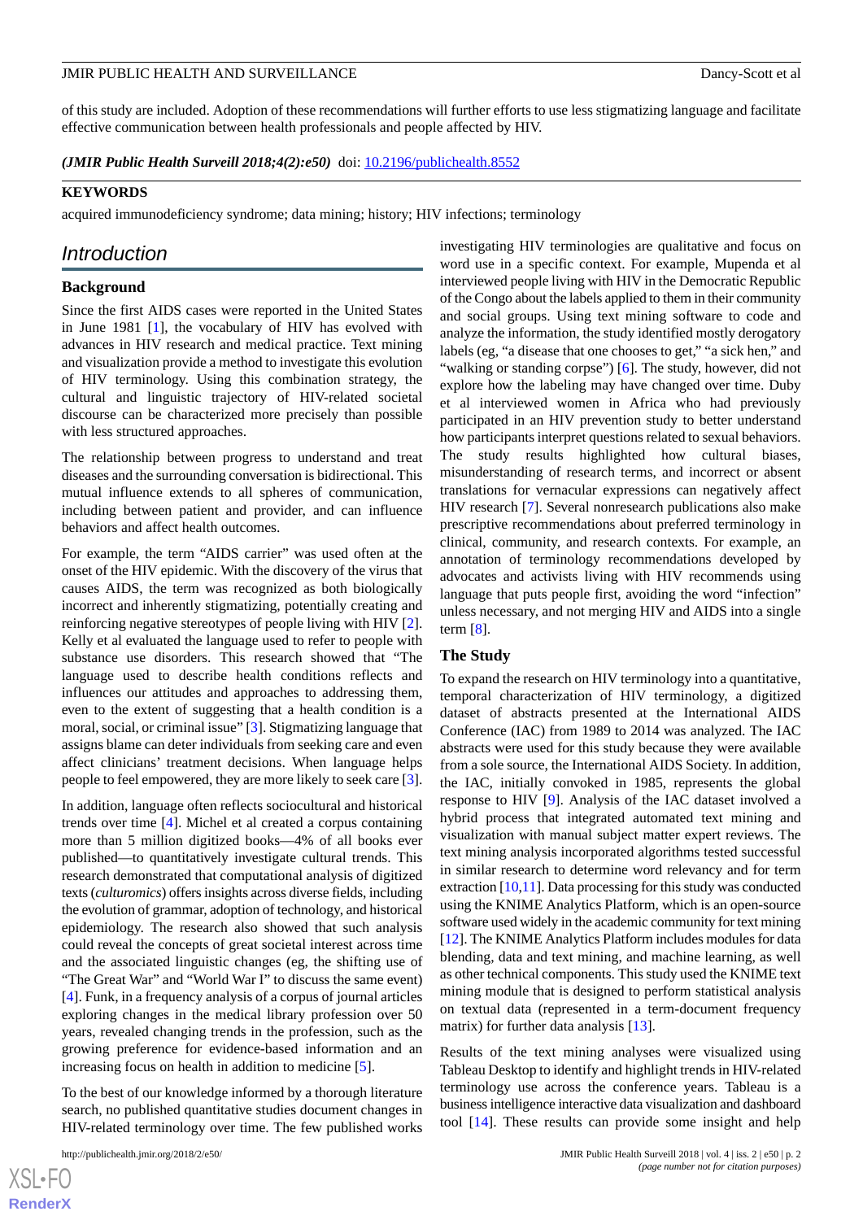of this study are included. Adoption of these recommendations will further efforts to use less stigmatizing language and facilitate effective communication between health professionals and people affected by HIV.

***(JMIR Public Health Surveill 2018;4(2):e50)*** doi: 10.2196/publichealth.8552

**KEYWORDS**

acquired immunodeficiency syndrome; data mining; history; HIV infections; terminology

## Introduction

### Background

Since the first AIDS cases were reported in the United States in June 1981 [1], the vocabulary of HIV has evolved with advances in HIV research and medical practice. Text mining and visualization provide a method to investigate this evolution of HIV terminology. Using this combination strategy, the cultural and linguistic trajectory of HIV-related societal discourse can be characterized more precisely than possible with less structured approaches.

The relationship between progress to understand and treat diseases and the surrounding conversation is bidirectional. This mutual influence extends to all spheres of communication, including between patient and provider, and can influence behaviors and affect health outcomes.

For example, the term "AIDS carrier" was used often at the onset of the HIV epidemic. With the discovery of the virus that causes AIDS, the term was recognized as both biologically incorrect and inherently stigmatizing, potentially creating and reinforcing negative stereotypes of people living with HIV [2]. Kelly et al evaluated the language used to refer to people with substance use disorders. This research showed that "The language used to describe health conditions reflects and influences our attitudes and approaches to addressing them, even to the extent of suggesting that a health condition is a moral, social, or criminal issue" [3]. Stigmatizing language that assigns blame can deter individuals from seeking care and even affect clinicians' treatment decisions. When language helps people to feel empowered, they are more likely to seek care [3].

In addition, language often reflects sociocultural and historical trends over time [4]. Michel et al created a corpus containing more than 5 million digitized books—4% of all books ever published—to quantitatively investigate cultural trends. This research demonstrated that computational analysis of digitized texts (*culturomics*) offers insights across diverse fields, including the evolution of grammar, adoption of technology, and historical epidemiology. The research also showed that such analysis could reveal the concepts of great societal interest across time and the associated linguistic changes (eg, the shifting use of "The Great War" and "World War I" to discuss the same event) [4]. Funk, in a frequency analysis of a corpus of journal articles exploring changes in the medical library profession over 50 years, revealed changing trends in the profession, such as the growing preference for evidence-based information and an increasing focus on health in addition to medicine [5].

To the best of our knowledge informed by a thorough literature search, no published quantitative studies document changes in HIV-related terminology over time. The few published works investigating HIV terminologies are qualitative and focus on word use in a specific context. For example, Mupenda et al interviewed people living with HIV in the Democratic Republic of the Congo about the labels applied to them in their community and social groups. Using text mining software to code and analyze the information, the study identified mostly derogatory labels (eg, "a disease that one chooses to get," "a sick hen," and "walking or standing corpse") [6]. The study, however, did not explore how the labeling may have changed over time. Duby et al interviewed women in Africa who had previously participated in an HIV prevention study to better understand how participants interpret questions related to sexual behaviors. The study results highlighted how cultural biases, misunderstanding of research terms, and incorrect or absent translations for vernacular expressions can negatively affect HIV research [7]. Several nonresearch publications also make prescriptive recommendations about preferred terminology in clinical, community, and research contexts. For example, an annotation of terminology recommendations developed by advocates and activists living with HIV recommends using language that puts people first, avoiding the word "infection" unless necessary, and not merging HIV and AIDS into a single term [8].

### The Study

To expand the research on HIV terminology into a quantitative, temporal characterization of HIV terminology, a digitized dataset of abstracts presented at the International AIDS Conference (IAC) from 1989 to 2014 was analyzed. The IAC abstracts were used for this study because they were available from a sole source, the International AIDS Society. In addition, the IAC, initially convoked in 1985, represents the global response to HIV [9]. Analysis of the IAC dataset involved a hybrid process that integrated automated text mining and visualization with manual subject matter expert reviews. The text mining analysis incorporated algorithms tested successful in similar research to determine word relevancy and for term extraction [10,11]. Data processing for this study was conducted using the KNIME Analytics Platform, which is an open-source software used widely in the academic community for text mining [12]. The KNIME Analytics Platform includes modules for data blending, data and text mining, and machine learning, as well as other technical components. This study used the KNIME text mining module that is designed to perform statistical analysis on textual data (represented in a term-document frequency matrix) for further data analysis [13].

Results of the text mining analyses were visualized using Tableau Desktop to identify and highlight trends in HIV-related terminology use across the conference years. Tableau is a business intelligence interactive data visualization and dashboard tool [14]. These results can provide some insight and help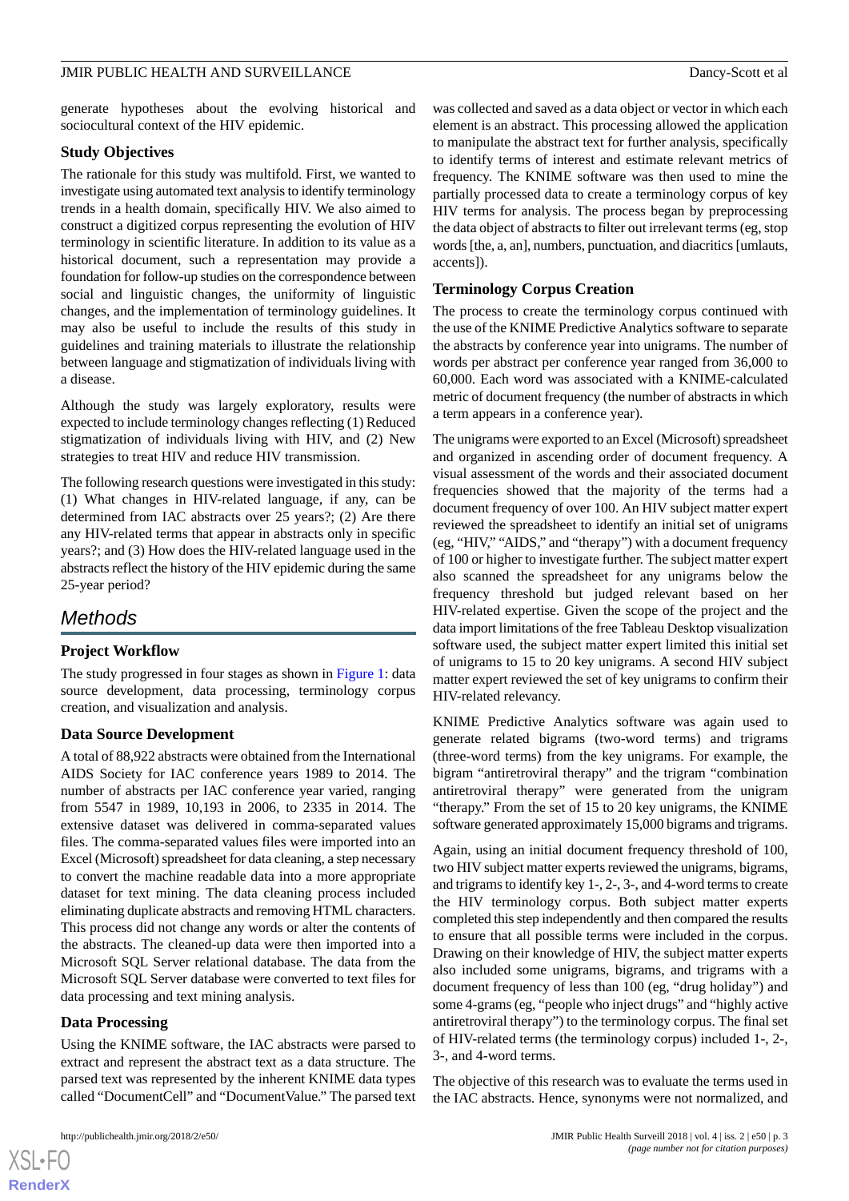generate hypotheses about the evolving historical and sociocultural context of the HIV epidemic.

### Study Objectives

The rationale for this study was multifold. First, we wanted to investigate using automated text analysis to identify terminology trends in a health domain, specifically HIV. We also aimed to construct a digitized corpus representing the evolution of HIV terminology in scientific literature. In addition to its value as a historical document, such a representation may provide a foundation for follow-up studies on the correspondence between social and linguistic changes, the uniformity of linguistic changes, and the implementation of terminology guidelines. It may also be useful to include the results of this study in guidelines and training materials to illustrate the relationship between language and stigmatization of individuals living with a disease.

Although the study was largely exploratory, results were expected to include terminology changes reflecting (1) Reduced stigmatization of individuals living with HIV, and (2) New strategies to treat HIV and reduce HIV transmission.

The following research questions were investigated in this study: (1) What changes in HIV-related language, if any, can be determined from IAC abstracts over 25 years?; (2) Are there any HIV-related terms that appear in abstracts only in specific years?; and (3) How does the HIV-related language used in the abstracts reflect the history of the HIV epidemic during the same 25-year period?

## Methods

### Project Workflow

The study progressed in four stages as shown in Figure 1: data source development, data processing, terminology corpus creation, and visualization and analysis.

### Data Source Development

A total of 88,922 abstracts were obtained from the International AIDS Society for IAC conference years 1989 to 2014. The number of abstracts per IAC conference year varied, ranging from 5547 in 1989, 10,193 in 2006, to 2335 in 2014. The extensive dataset was delivered in comma-separated values files. The comma-separated values files were imported into an Excel (Microsoft) spreadsheet for data cleaning, a step necessary to convert the machine readable data into a more appropriate dataset for text mining. The data cleaning process included eliminating duplicate abstracts and removing HTML characters. This process did not change any words or alter the contents of the abstracts. The cleaned-up data were then imported into a Microsoft SQL Server relational database. The data from the Microsoft SQL Server database were converted to text files for data processing and text mining analysis.

### Data Processing

Using the KNIME software, the IAC abstracts were parsed to extract and represent the abstract text as a data structure. The parsed text was represented by the inherent KNIME data types called "DocumentCell" and "DocumentValue." The parsed text was collected and saved as a data object or vector in which each element is an abstract. This processing allowed the application to manipulate the abstract text for further analysis, specifically to identify terms of interest and estimate relevant metrics of frequency. The KNIME software was then used to mine the partially processed data to create a terminology corpus of key HIV terms for analysis. The process began by preprocessing the data object of abstracts to filter out irrelevant terms (eg, stop words [the, a, an], numbers, punctuation, and diacritics [umlauts, accents]).

### Terminology Corpus Creation

The process to create the terminology corpus continued with the use of the KNIME Predictive Analytics software to separate the abstracts by conference year into unigrams. The number of words per abstract per conference year ranged from 36,000 to 60,000. Each word was associated with a KNIME-calculated metric of document frequency (the number of abstracts in which a term appears in a conference year).

The unigrams were exported to an Excel (Microsoft) spreadsheet and organized in ascending order of document frequency. A visual assessment of the words and their associated document frequencies showed that the majority of the terms had a document frequency of over 100. An HIV subject matter expert reviewed the spreadsheet to identify an initial set of unigrams (eg, "HIV," "AIDS," and "therapy") with a document frequency of 100 or higher to investigate further. The subject matter expert also scanned the spreadsheet for any unigrams below the frequency threshold but judged relevant based on her HIV-related expertise. Given the scope of the project and the data import limitations of the free Tableau Desktop visualization software used, the subject matter expert limited this initial set of unigrams to 15 to 20 key unigrams. A second HIV subject matter expert reviewed the set of key unigrams to confirm their HIV-related relevancy.

KNIME Predictive Analytics software was again used to generate related bigrams (two-word terms) and trigrams (three-word terms) from the key unigrams. For example, the bigram "antiretroviral therapy" and the trigram "combination antiretroviral therapy" were generated from the unigram "therapy." From the set of 15 to 20 key unigrams, the KNIME software generated approximately 15,000 bigrams and trigrams.

Again, using an initial document frequency threshold of 100, two HIV subject matter experts reviewed the unigrams, bigrams, and trigrams to identify key 1-, 2-, 3-, and 4-word terms to create the HIV terminology corpus. Both subject matter experts completed this step independently and then compared the results to ensure that all possible terms were included in the corpus. Drawing on their knowledge of HIV, the subject matter experts also included some unigrams, bigrams, and trigrams with a document frequency of less than 100 (eg, "drug holiday") and some 4-grams (eg, "people who inject drugs" and "highly active antiretroviral therapy") to the terminology corpus. The final set of HIV-related terms (the terminology corpus) included 1-, 2-, 3-, and 4-word terms.

The objective of this research was to evaluate the terms used in the IAC abstracts. Hence, synonyms were not normalized, and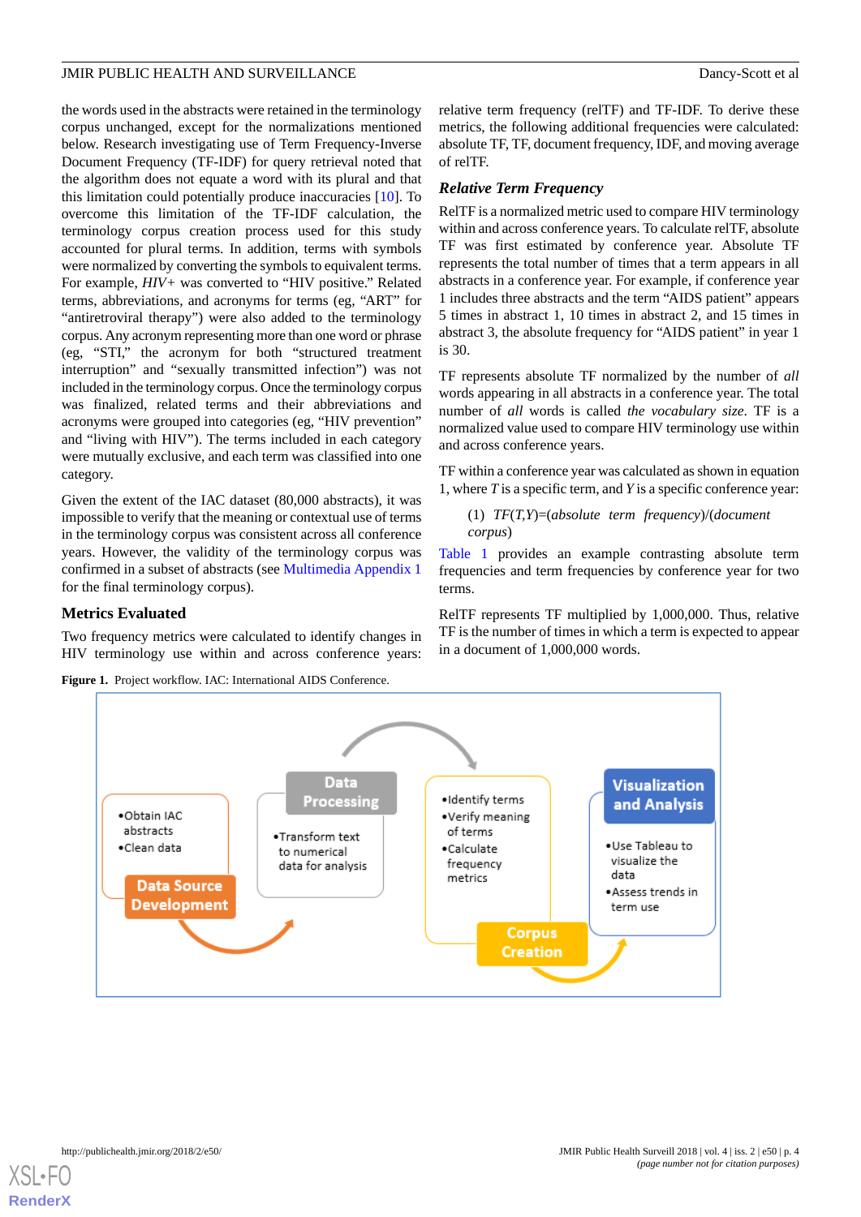the words used in the abstracts were retained in the terminology corpus unchanged, except for the normalizations mentioned below. Research investigating use of Term Frequency-Inverse Document Frequency (TF-IDF) for query retrieval noted that the algorithm does not equate a word with its plural and that this limitation could potentially produce inaccuracies [10]. To overcome this limitation of the TF-IDF calculation, the terminology corpus creation process used for this study accounted for plural terms. In addition, terms with symbols were normalized by converting the symbols to equivalent terms. For example, *HIV+* was converted to "HIV positive." Related terms, abbreviations, and acronyms for terms (eg, "ART" for "antiretroviral therapy") were also added to the terminology corpus. Any acronym representing more than one word or phrase (eg, "STI," the acronym for both "structured treatment interruption" and "sexually transmitted infection") was not included in the terminology corpus. Once the terminology corpus was finalized, related terms and their abbreviations and acronyms were grouped into categories (eg, "HIV prevention" and "living with HIV"). The terms included in each category were mutually exclusive, and each term was classified into one category.

Given the extent of the IAC dataset (80,000 abstracts), it was impossible to verify that the meaning or contextual use of terms in the terminology corpus was consistent across all conference years. However, the validity of the terminology corpus was confirmed in a subset of abstracts (see Multimedia Appendix 1 for the final terminology corpus).

## Metrics Evaluated

Two frequency metrics were calculated to identify changes in HIV terminology use within and across conference years: relative term frequency (relTF) and TF-IDF. To derive these metrics, the following additional frequencies were calculated: absolute TF, TF, document frequency, IDF, and moving average of relTF.

### *Relative Term Frequency*

RelTF is a normalized metric used to compare HIV terminology within and across conference years. To calculate relTF, absolute TF was first estimated by conference year. Absolute TF represents the total number of times that a term appears in all abstracts in a conference year. For example, if conference year 1 includes three abstracts and the term "AIDS patient" appears 5 times in abstract 1, 10 times in abstract 2, and 15 times in abstract 3, the absolute frequency for "AIDS patient" in year 1 is 30.

TF represents absolute TF normalized by the number of *all* words appearing in all abstracts in a conference year. The total number of *all* words is called *the vocabulary size*. TF is a normalized value used to compare HIV terminology use within and across conference years.

TF within a conference year was calculated as shown in equation 1, where $T$ is a specific term, and $Y$ is a specific conference year:

(1) $TF(T,Y)=(absolute\ term\ frequency)/(document\ corpus)$

Table 1 provides an example contrasting absolute term frequencies and term frequencies by conference year for two terms.

RelTF represents TF multiplied by 1,000,000. Thus, relative TF is the number of times in which a term is expected to appear in a document of 1,000,000 words.

**Figure 1.** Project workflow. IAC: International AIDS Conference.

Data Source Development
- Obtain IAC abstracts
- Clean data

Data Processing
- Transform text to numerical data for analysis

Corpus Creation
- Identify terms
- Verify meaning of terms
- Calculate frequency metrics

Visualization and Analysis
- Use Tableau to visualize the data
- Assess trends in term use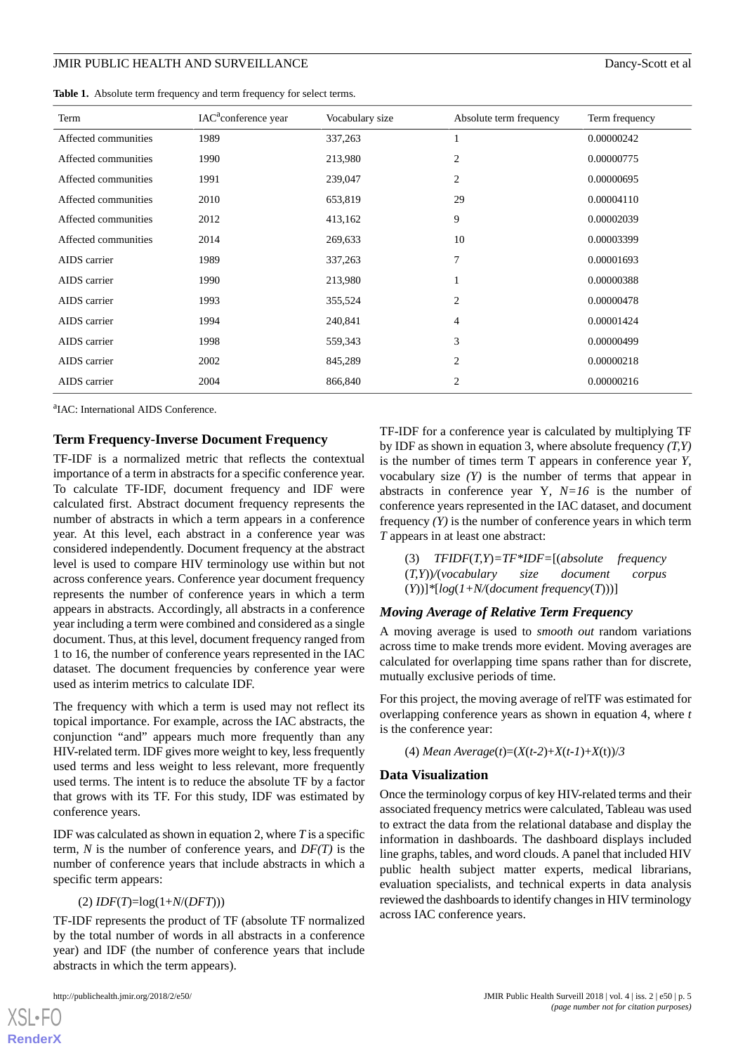**Table 1.** Absolute term frequency and term frequency for select terms.

| Term | IAC[a]conference year | Vocabulary size | Absolute term frequency | Term frequency |
|---|---|---|---|---|
| Affected communities | 1989 | 337,263 | 1 | 0.00000242 |
| Affected communities | 1990 | 213,980 | 2 | 0.00000775 |
| Affected communities | 1991 | 239,047 | 2 | 0.00000695 |
| Affected communities | 2010 | 653,819 | 29 | 0.00004110 |
| Affected communities | 2012 | 413,162 | 9 | 0.00002039 |
| Affected communities | 2014 | 269,633 | 10 | 0.00003399 |
| AIDS carrier | 1989 | 337,263 | 7 | 0.00001693 |
| AIDS carrier | 1990 | 213,980 | 1 | 0.00000388 |
| AIDS carrier | 1993 | 355,524 | 2 | 0.00000478 |
| AIDS carrier | 1994 | 240,841 | 4 | 0.00001424 |
| AIDS carrier | 1998 | 559,343 | 3 | 0.00000499 |
| AIDS carrier | 2002 | 845,289 | 2 | 0.00000218 |
| AIDS carrier | 2004 | 866,840 | 2 | 0.00000216 |

[a]IAC: International AIDS Conference.

### Term Frequency-Inverse Document Frequency

TF-IDF is a normalized metric that reflects the contextual importance of a term in abstracts for a specific conference year. To calculate TF-IDF, document frequency and IDF were calculated first. Abstract document frequency represents the number of abstracts in which a term appears in a conference year. At this level, each abstract in a conference year was considered independently. Document frequency at the abstract level is used to compare HIV terminology use within but not across conference years. Conference year document frequency represents the number of conference years in which a term appears in abstracts. Accordingly, all abstracts in a conference year including a term were combined and considered as a single document. Thus, at this level, document frequency ranged from 1 to 16, the number of conference years represented in the IAC dataset. The document frequencies by conference year were used as interim metrics to calculate IDF.

The frequency with which a term is used may not reflect its topical importance. For example, across the IAC abstracts, the conjunction "and" appears much more frequently than any HIV-related term. IDF gives more weight to key, less frequently used terms and less weight to less relevant, more frequently used terms. The intent is to reduce the absolute TF by a factor that grows with its TF. For this study, IDF was estimated by conference years.

IDF was calculated as shown in equation 2, where $T$ is a specific term, $N$ is the number of conference years, and $DF(T)$ is the number of conference years that include abstracts in which a specific term appears:

$$(2)\ IDF(T)=\log(1+N/(DFT)))$$

TF-IDF represents the product of TF (absolute TF normalized by the total number of words in all abstracts in a conference year) and IDF (the number of conference years that include abstracts in which the term appears).

TF-IDF for a conference year is calculated by multiplying TF by IDF as shown in equation 3, where absolute frequency *(T,Y)* is the number of times term T appears in conference year *Y*, vocabulary size *(Y)* is the number of terms that appear in abstracts in conference year Y, $N=16$ is the number of conference years represented in the IAC dataset, and document frequency *(Y)* is the number of conference years in which term *T* appears in at least one abstract:

$$(3)\ TFIDF(T,Y)=TF*IDF=[(absolute\ frequency\ (T,Y))/(vocabulary\ size\ document\ corpus\ (Y))]*[\log(1+N/(document\ frequency(T)))]$$

### Moving Average of Relative Term Frequency

A moving average is used to *smooth out* random variations across time to make trends more evident. Moving averages are calculated for overlapping time spans rather than for discrete, mutually exclusive periods of time.

For this project, the moving average of relTF was estimated for overlapping conference years as shown in equation 4, where $t$ is the conference year:

$$(4)\ Mean\ Average(t)=(X(t\text{-}2)+X(t\text{-}1)+X(t))/3$$

### Data Visualization

Once the terminology corpus of key HIV-related terms and their associated frequency metrics were calculated, Tableau was used to extract the data from the relational database and display the information in dashboards. The dashboard displays included line graphs, tables, and word clouds. A panel that included HIV public health subject matter experts, medical librarians, evaluation specialists, and technical experts in data analysis reviewed the dashboards to identify changes in HIV terminology across IAC conference years.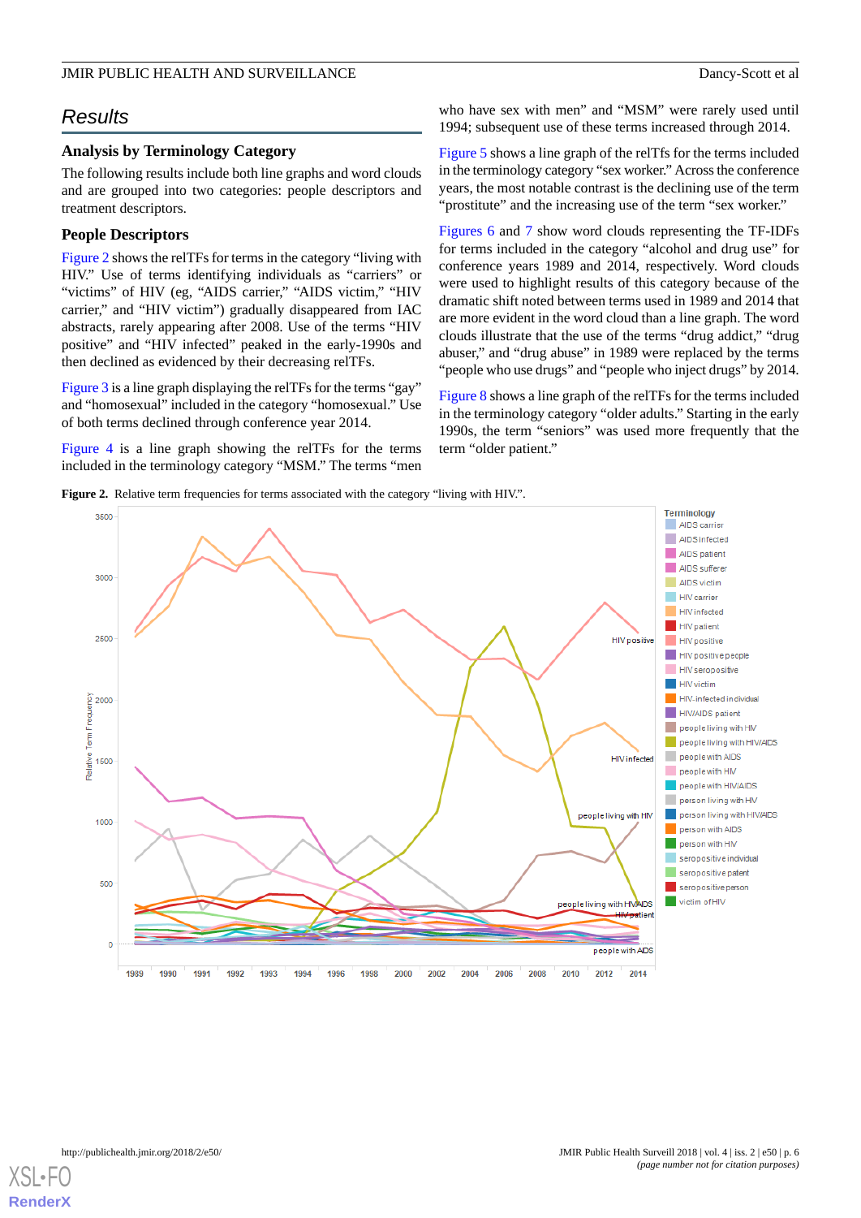## Results

### Analysis by Terminology Category

The following results include both line graphs and word clouds and are grouped into two categories: people descriptors and treatment descriptors.

### People Descriptors

Figure 2 shows the relTFs for terms in the category "living with HIV." Use of terms identifying individuals as "carriers" or "victims" of HIV (eg, "AIDS carrier," "AIDS victim," "HIV carrier," and "HIV victim") gradually disappeared from IAC abstracts, rarely appearing after 2008. Use of the terms "HIV positive" and "HIV infected" peaked in the early-1990s and then declined as evidenced by their decreasing relTFs.

Figure 3 is a line graph displaying the relTFs for the terms "gay" and "homosexual" included in the category "homosexual." Use of both terms declined through conference year 2014.

Figure 4 is a line graph showing the relTFs for the terms included in the terminology category "MSM." The terms "men who have sex with men" and "MSM" were rarely used until 1994; subsequent use of these terms increased through 2014.

Figure 5 shows a line graph of the relTfs for the terms included in the terminology category "sex worker." Across the conference years, the most notable contrast is the declining use of the term "prostitute" and the increasing use of the term "sex worker."

Figures 6 and 7 show word clouds representing the TF-IDFs for terms included in the category "alcohol and drug use" for conference years 1989 and 2014, respectively. Word clouds were used to highlight results of this category because of the dramatic shift noted between terms used in 1989 and 2014 that are more evident in the word cloud than a line graph. The word clouds illustrate that the use of the terms "drug addict," "drug abuser," and "drug abuse" in 1989 were replaced by the terms "people who use drugs" and "people who inject drugs" by 2014.

Figure 8 shows a line graph of the relTfs for the terms included in the terminology category "older adults." Starting in the early 1990s, the term "seniors" was used more frequently that the term "older patient."

**Figure 2.** Relative term frequencies for terms associated with the category "living with HIV.".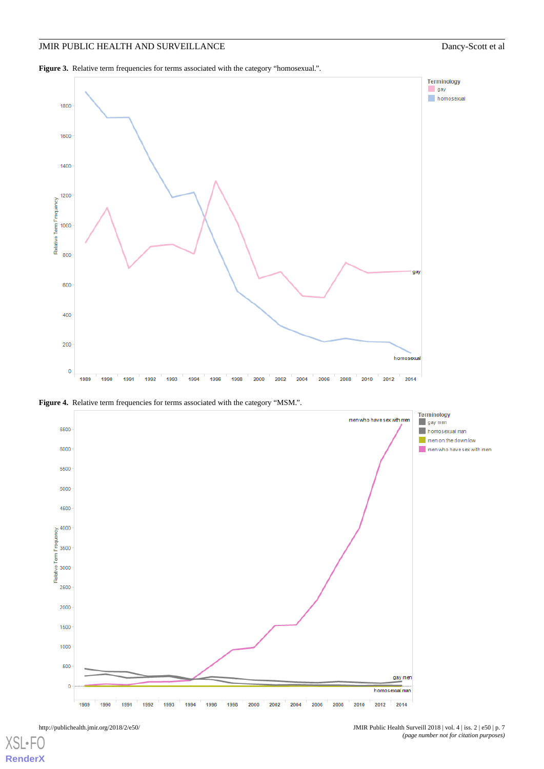**Figure 3.** Relative term frequencies for terms associated with the category “homosexual.”.

**Figure 4.** Relative term frequencies for terms associated with the category “MSM.”.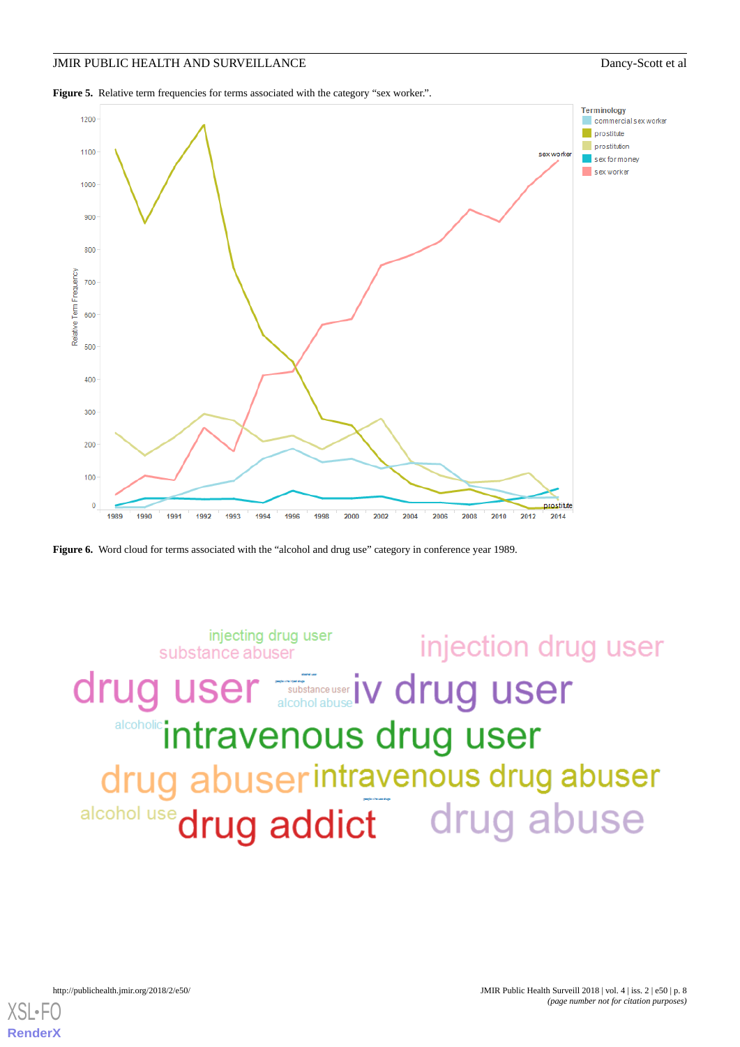**Figure 5.** Relative term frequencies for terms associated with the category “sex worker.”.

**Figure 6.** Word cloud for terms associated with the “alcohol and drug use” category in conference year 1989.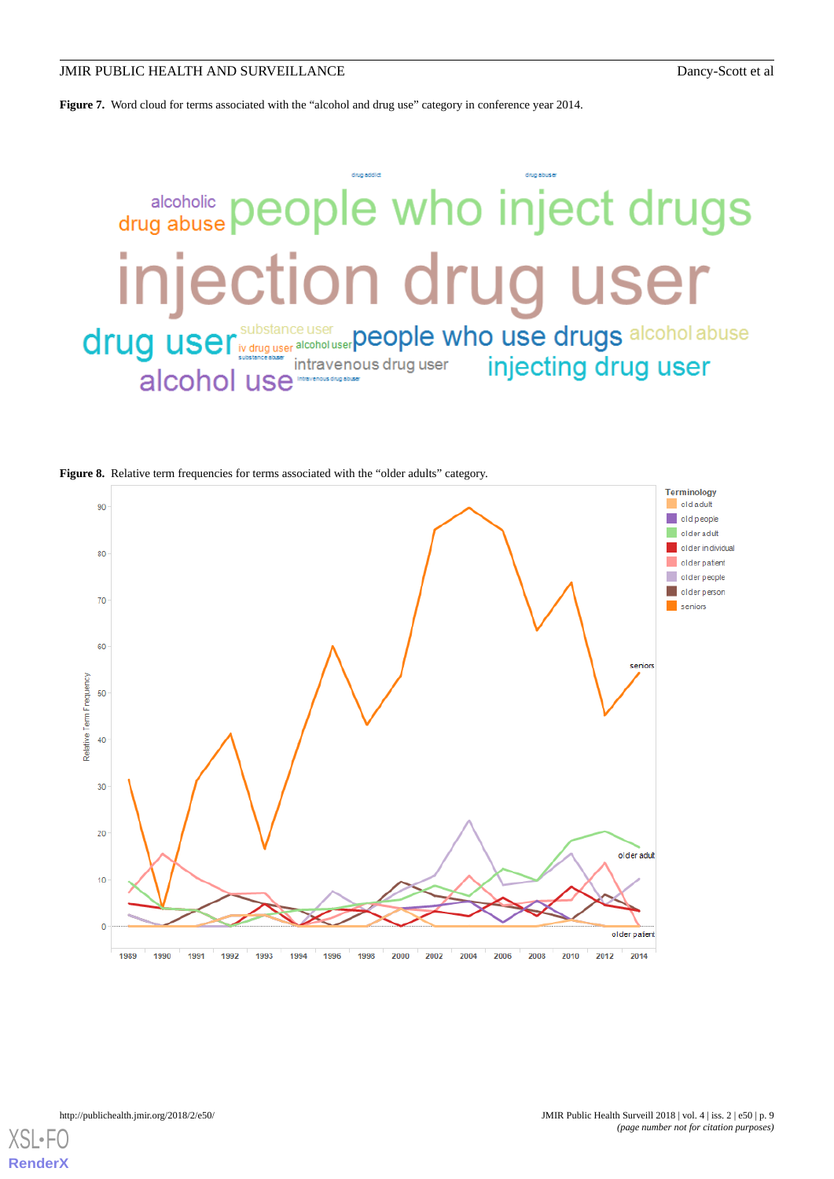**Figure 7.** Word cloud for terms associated with the "alcohol and drug use" category in conference year 2014.

**Figure 8.** Relative term frequencies for terms associated with the "older adults" category.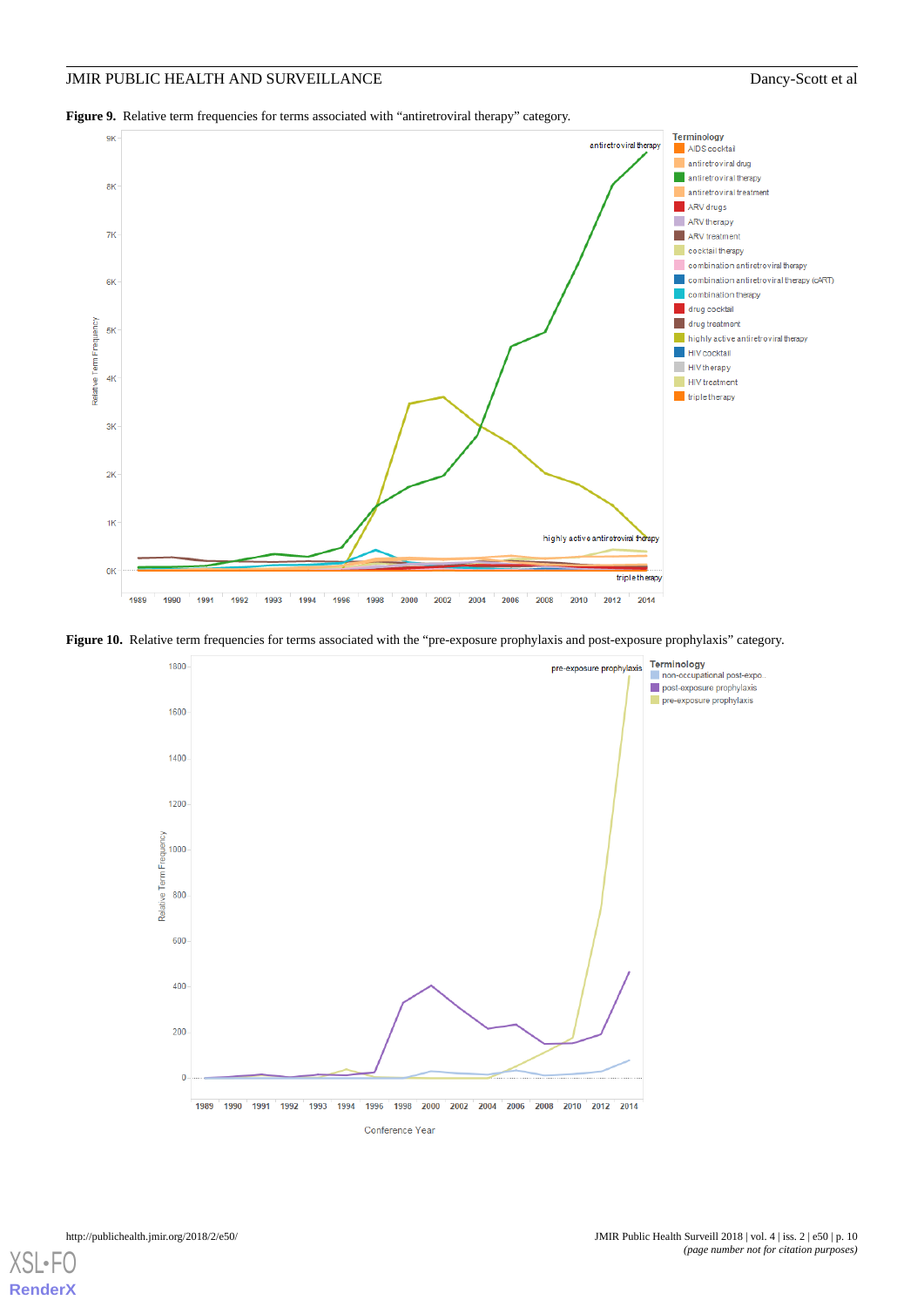**Figure 9.** Relative term frequencies for terms associated with "antiretroviral therapy" category.

**Figure 10.** Relative term frequencies for terms associated with the "pre-exposure prophylaxis and post-exposure prophylaxis" category.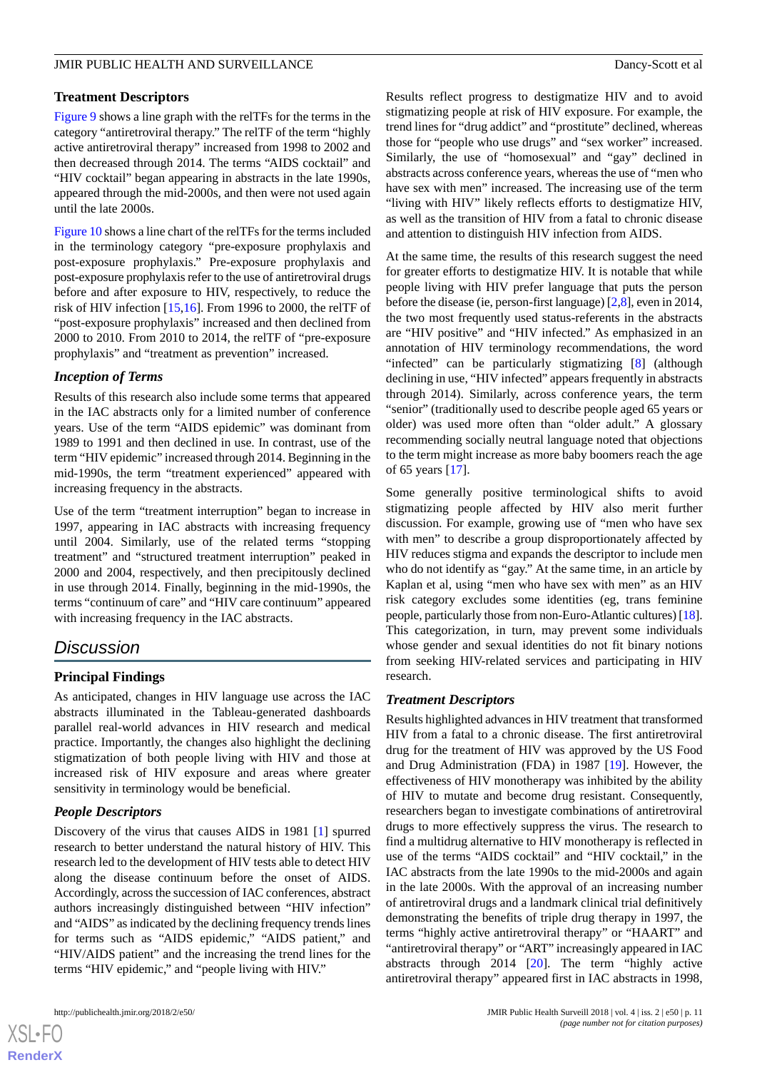### Treatment Descriptors

Figure 9 shows a line graph with the relTFs for the terms in the category "antiretroviral therapy." The relTF of the term "highly active antiretroviral therapy" increased from 1998 to 2002 and then decreased through 2014. The terms "AIDS cocktail" and "HIV cocktail" began appearing in abstracts in the late 1990s, appeared through the mid-2000s, and then were not used again until the late 2000s.

Figure 10 shows a line chart of the relTFs for the terms included in the terminology category "pre-exposure prophylaxis and post-exposure prophylaxis." Pre-exposure prophylaxis and post-exposure prophylaxis refer to the use of antiretroviral drugs before and after exposure to HIV, respectively, to reduce the risk of HIV infection [15,16]. From 1996 to 2000, the relTF of "post-exposure prophylaxis" increased and then declined from 2000 to 2010. From 2010 to 2014, the relTF of "pre-exposure prophylaxis" and "treatment as prevention" increased.

### *Inception of Terms*

Results of this research also include some terms that appeared in the IAC abstracts only for a limited number of conference years. Use of the term "AIDS epidemic" was dominant from 1989 to 1991 and then declined in use. In contrast, use of the term "HIV epidemic" increased through 2014. Beginning in the mid-1990s, the term "treatment experienced" appeared with increasing frequency in the abstracts.

Use of the term "treatment interruption" began to increase in 1997, appearing in IAC abstracts with increasing frequency until 2004. Similarly, use of the related terms "stopping treatment" and "structured treatment interruption" peaked in 2000 and 2004, respectively, and then precipitously declined in use through 2014. Finally, beginning in the mid-1990s, the terms "continuum of care" and "HIV care continuum" appeared with increasing frequency in the IAC abstracts.

## *Discussion*

### Principal Findings

As anticipated, changes in HIV language use across the IAC abstracts illuminated in the Tableau-generated dashboards parallel real-world advances in HIV research and medical practice. Importantly, the changes also highlight the declining stigmatization of both people living with HIV and those at increased risk of HIV exposure and areas where greater sensitivity in terminology would be beneficial.

### *People Descriptors*

Discovery of the virus that causes AIDS in 1981 [1] spurred research to better understand the natural history of HIV. This research led to the development of HIV tests able to detect HIV along the disease continuum before the onset of AIDS. Accordingly, across the succession of IAC conferences, abstract authors increasingly distinguished between "HIV infection" and "AIDS" as indicated by the declining trend lines for terms such as "AIDS epidemic," "AIDS patient," and "HIV/AIDS patient" and the increasing the trend lines for the terms "HIV epidemic," and "people living with HIV."

Results reflect progress to destigmatize HIV and to avoid stigmatizing people at risk of HIV exposure. For example, the trend lines for "drug addict" and "prostitute" declined, whereas those for "people who use drugs" and "sex worker" increased. Similarly, the use of "homosexual" and "gay" declined in abstracts across conference years, whereas the use of "men who have sex with men" increased. The increasing use of the term "living with HIV" likely reflects efforts to destigmatize HIV, as well as the transition of HIV from a fatal to chronic disease and attention to distinguish HIV infection from AIDS.

At the same time, the results of this research suggest the need for greater efforts to destigmatize HIV. It is notable that while people living with HIV prefer language that puts the person before the disease (ie, person-first language) [2,8], even in 2014, the two most frequently used status-referents in the abstracts are "HIV positive" and "HIV infected." As emphasized in an annotation of HIV terminology recommendations, the word "infected" can be particularly stigmatizing [8] (although declining in use, "HIV infected" appears frequently in abstracts through 2014). Similarly, across conference years, the term "senior" (traditionally used to describe people aged 65 years or older) was used more often than "older adult." A glossary recommending socially neutral language noted that objections to the term might increase as more baby boomers reach the age of 65 years [17].

Some generally positive terminological shifts to avoid stigmatizing people affected by HIV also merit further discussion. For example, growing use of "men who have sex with men" to describe a group disproportionately affected by HIV reduces stigma and expands the descriptor to include men who do not identify as "gay." At the same time, in an article by Kaplan et al, using "men who have sex with men" as an HIV risk category excludes some identities (eg, trans feminine people, particularly those from non-Euro-Atlantic cultures) [18]. This categorization, in turn, may prevent some individuals whose gender and sexual identities do not fit binary notions from seeking HIV-related services and participating in HIV research.

### *Treatment Descriptors*

Results highlighted advances in HIV treatment that transformed HIV from a fatal to a chronic disease. The first antiretroviral drug for the treatment of HIV was approved by the US Food and Drug Administration (FDA) in 1987 [19]. However, the effectiveness of HIV monotherapy was inhibited by the ability of HIV to mutate and become drug resistant. Consequently, researchers began to investigate combinations of antiretroviral drugs to more effectively suppress the virus. The research to find a multidrug alternative to HIV monotherapy is reflected in use of the terms "AIDS cocktail" and "HIV cocktail," in the IAC abstracts from the late 1990s to the mid-2000s and again in the late 2000s. With the approval of an increasing number of antiretroviral drugs and a landmark clinical trial definitively demonstrating the benefits of triple drug therapy in 1997, the terms "highly active antiretroviral therapy" or "HAART" and "antiretroviral therapy" or "ART" increasingly appeared in IAC abstracts through 2014 [20]. The term "highly active antiretroviral therapy" appeared first in IAC abstracts in 1998,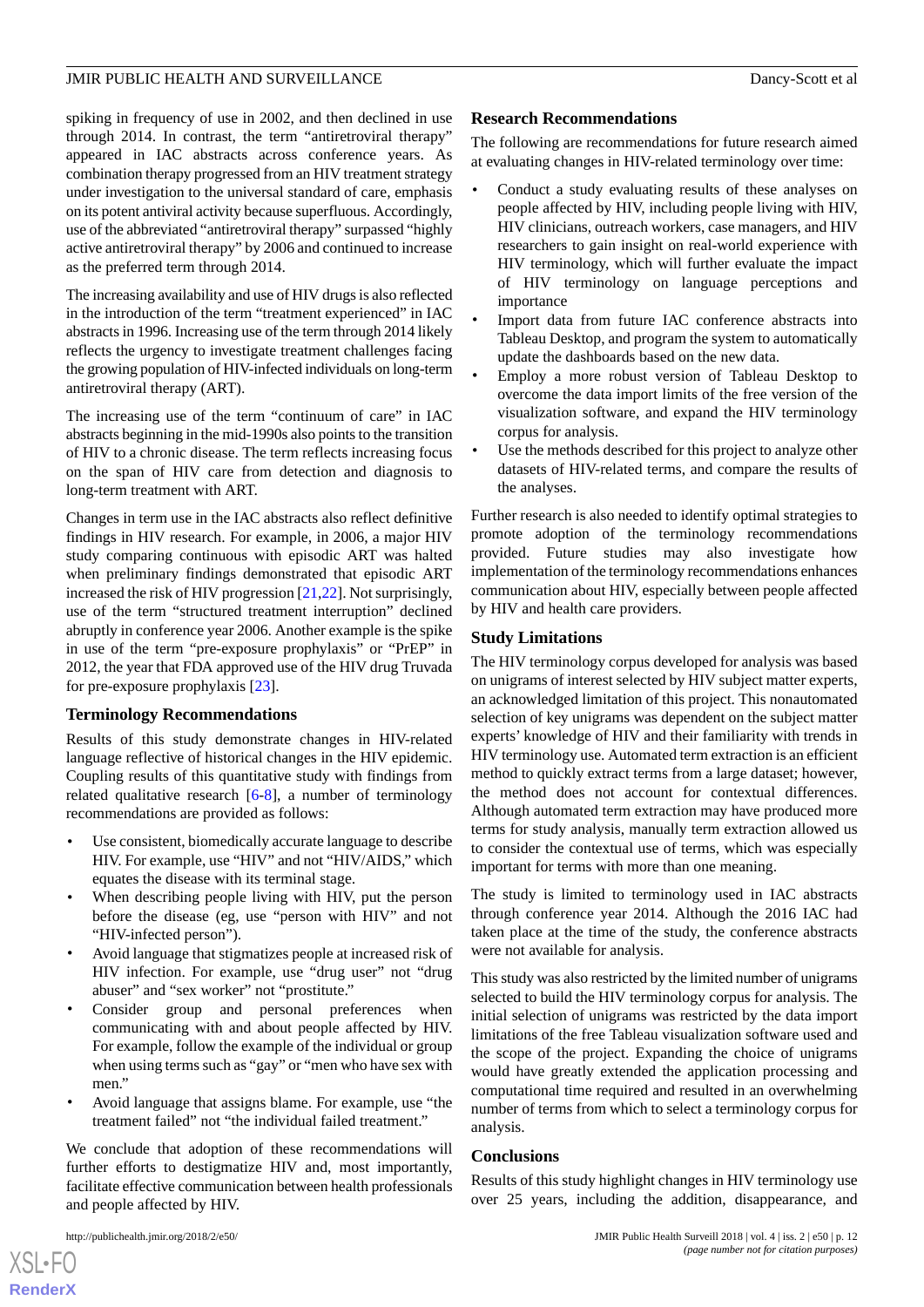spiking in frequency of use in 2002, and then declined in use through 2014. In contrast, the term "antiretroviral therapy" appeared in IAC abstracts across conference years. As combination therapy progressed from an HIV treatment strategy under investigation to the universal standard of care, emphasis on its potent antiviral activity because superfluous. Accordingly, use of the abbreviated "antiretroviral therapy" surpassed "highly active antiretroviral therapy" by 2006 and continued to increase as the preferred term through 2014.

The increasing availability and use of HIV drugs is also reflected in the introduction of the term "treatment experienced" in IAC abstracts in 1996. Increasing use of the term through 2014 likely reflects the urgency to investigate treatment challenges facing the growing population of HIV-infected individuals on long-term antiretroviral therapy (ART).

The increasing use of the term "continuum of care" in IAC abstracts beginning in the mid-1990s also points to the transition of HIV to a chronic disease. The term reflects increasing focus on the span of HIV care from detection and diagnosis to long-term treatment with ART.

Changes in term use in the IAC abstracts also reflect definitive findings in HIV research. For example, in 2006, a major HIV study comparing continuous with episodic ART was halted when preliminary findings demonstrated that episodic ART increased the risk of HIV progression [21,22]. Not surprisingly, use of the term "structured treatment interruption" declined abruptly in conference year 2006. Another example is the spike in use of the term "pre-exposure prophylaxis" or "PrEP" in 2012, the year that FDA approved use of the HIV drug Truvada for pre-exposure prophylaxis [23].

### Terminology Recommendations

Results of this study demonstrate changes in HIV-related language reflective of historical changes in the HIV epidemic. Coupling results of this quantitative study with findings from related qualitative research [6-8], a number of terminology recommendations are provided as follows:

- Use consistent, biomedically accurate language to describe HIV. For example, use "HIV" and not "HIV/AIDS," which equates the disease with its terminal stage.
- When describing people living with HIV, put the person before the disease (eg, use "person with HIV" and not "HIV-infected person").
- Avoid language that stigmatizes people at increased risk of HIV infection. For example, use "drug user" not "drug abuser" and "sex worker" not "prostitute."
- Consider group and personal preferences when communicating with and about people affected by HIV. For example, follow the example of the individual or group when using terms such as "gay" or "men who have sex with men."
- Avoid language that assigns blame. For example, use "the treatment failed" not "the individual failed treatment."

We conclude that adoption of these recommendations will further efforts to destigmatize HIV and, most importantly, facilitate effective communication between health professionals and people affected by HIV.

### Research Recommendations

The following are recommendations for future research aimed at evaluating changes in HIV-related terminology over time:

- Conduct a study evaluating results of these analyses on people affected by HIV, including people living with HIV, HIV clinicians, outreach workers, case managers, and HIV researchers to gain insight on real-world experience with HIV terminology, which will further evaluate the impact of HIV terminology on language perceptions and importance
- Import data from future IAC conference abstracts into Tableau Desktop, and program the system to automatically update the dashboards based on the new data.
- Employ a more robust version of Tableau Desktop to overcome the data import limits of the free version of the visualization software, and expand the HIV terminology corpus for analysis.
- Use the methods described for this project to analyze other datasets of HIV-related terms, and compare the results of the analyses.

Further research is also needed to identify optimal strategies to promote adoption of the terminology recommendations provided. Future studies may also investigate how implementation of the terminology recommendations enhances communication about HIV, especially between people affected by HIV and health care providers.

### Study Limitations

The HIV terminology corpus developed for analysis was based on unigrams of interest selected by HIV subject matter experts, an acknowledged limitation of this project. This nonautomated selection of key unigrams was dependent on the subject matter experts' knowledge of HIV and their familiarity with trends in HIV terminology use. Automated term extraction is an efficient method to quickly extract terms from a large dataset; however, the method does not account for contextual differences. Although automated term extraction may have produced more terms for study analysis, manually term extraction allowed us to consider the contextual use of terms, which was especially important for terms with more than one meaning.

The study is limited to terminology used in IAC abstracts through conference year 2014. Although the 2016 IAC had taken place at the time of the study, the conference abstracts were not available for analysis.

This study was also restricted by the limited number of unigrams selected to build the HIV terminology corpus for analysis. The initial selection of unigrams was restricted by the data import limitations of the free Tableau visualization software used and the scope of the project. Expanding the choice of unigrams would have greatly extended the application processing and computational time required and resulted in an overwhelming number of terms from which to select a terminology corpus for analysis.

### Conclusions

Results of this study highlight changes in HIV terminology use over 25 years, including the addition, disappearance, and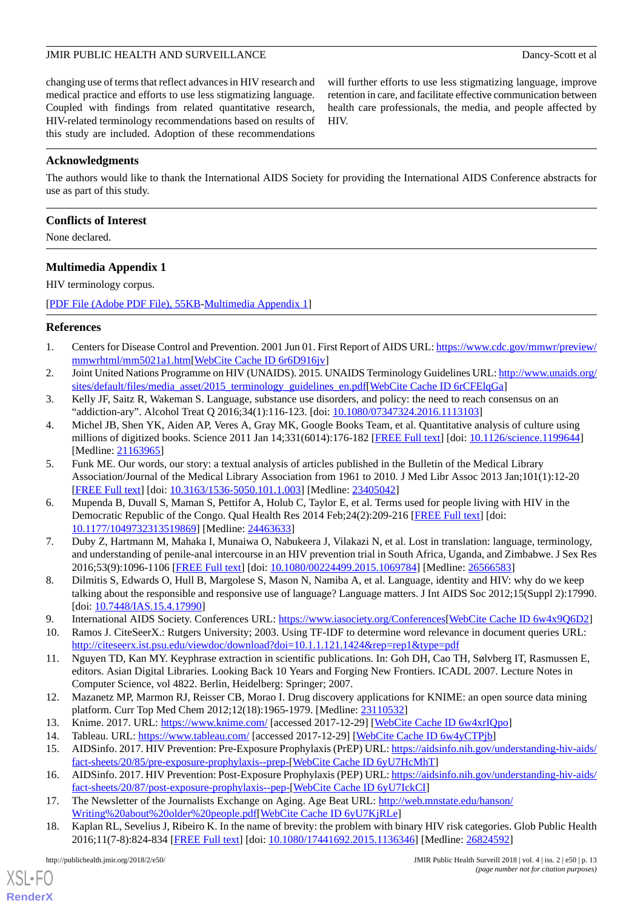changing use of terms that reflect advances in HIV research and medical practice and efforts to use less stigmatizing language. Coupled with findings from related quantitative research, HIV-related terminology recommendations based on results of this study are included. Adoption of these recommendations will further efforts to use less stigmatizing language, improve retention in care, and facilitate effective communication between health care professionals, the media, and people affected by HIV.

## Acknowledgments

The authors would like to thank the International AIDS Society for providing the International AIDS Conference abstracts for use as part of this study.

## Conflicts of Interest

None declared.

## Multimedia Appendix 1

HIV terminology corpus.

[PDF File (Adobe PDF File), 55KB-Multimedia Appendix 1]

## References

1. Centers for Disease Control and Prevention. 2001 Jun 01. First Report of AIDS URL: https://www.cdc.gov/mmwr/preview/mmwrhtml/mm5021a1.htm[WebCite Cache ID 6r6D916jv]
2. Joint United Nations Programme on HIV (UNAIDS). 2015. UNAIDS Terminology Guidelines URL: http://www.unaids.org/sites/default/files/media_asset/2015_terminology_guidelines_en.pdf[WebCite Cache ID 6rCFElqGa]
3. Kelly JF, Saitz R, Wakeman S. Language, substance use disorders, and policy: the need to reach consensus on an "addiction-ary". Alcohol Treat Q 2016;34(1):116-123. [doi: 10.1080/07347324.2016.1113103]
4. Michel JB, Shen YK, Aiden AP, Veres A, Gray MK, Google Books Team, et al. Quantitative analysis of culture using millions of digitized books. Science 2011 Jan 14;331(6014):176-182 [FREE Full text] [doi: 10.1126/science.1199644] [Medline: 21163965]
5. Funk ME. Our words, our story: a textual analysis of articles published in the Bulletin of the Medical Library Association/Journal of the Medical Library Association from 1961 to 2010. J Med Libr Assoc 2013 Jan;101(1):12-20 [FREE Full text] [doi: 10.3163/1536-5050.101.1.003] [Medline: 23405042]
6. Mupenda B, Duvall S, Maman S, Pettifor A, Holub C, Taylor E, et al. Terms used for people living with HIV in the Democratic Republic of the Congo. Qual Health Res 2014 Feb;24(2):209-216 [FREE Full text] [doi: 10.1177/1049732313519869] [Medline: 24463633]
7. Duby Z, Hartmann M, Mahaka I, Munaiwa O, Nabukeera J, Vilakazi N, et al. Lost in translation: language, terminology, and understanding of penile-anal intercourse in an HIV prevention trial in South Africa, Uganda, and Zimbabwe. J Sex Res 2016;53(9):1096-1106 [FREE Full text] [doi: 10.1080/00224499.2015.1069784] [Medline: 26566583]
8. Dilmitis S, Edwards O, Hull B, Margolese S, Mason N, Namiba A, et al. Language, identity and HIV: why do we keep talking about the responsible and responsive use of language? Language matters. J Int AIDS Soc 2012;15(Suppl 2):17990. [doi: 10.7448/IAS.15.4.17990]
9. International AIDS Society. Conferences URL: https://www.iasociety.org/Conferences[WebCite Cache ID 6w4x9Q6D2]
10. Ramos J. CiteSeerX.: Rutgers University; 2003. Using TF-IDF to determine word relevance in document queries URL: http://citeseerx.ist.psu.edu/viewdoc/download?doi=10.1.1.121.1424&rep=rep1&type=pdf
11. Nguyen TD, Kan MY. Keyphrase extraction in scientific publications. In: Goh DH, Cao TH, Sølvberg IT, Rasmussen E, editors. Asian Digital Libraries. Looking Back 10 Years and Forging New Frontiers. ICADL 2007. Lecture Notes in Computer Science, vol 4822. Berlin, Heidelberg: Springer; 2007.
12. Mazanetz MP, Marmon RJ, Reisser CB, Morao I. Drug discovery applications for KNIME: an open source data mining platform. Curr Top Med Chem 2012;12(18):1965-1979. [Medline: 23110532]
13. Knime. 2017. URL: https://www.knime.com/ [accessed 2017-12-29] [WebCite Cache ID 6w4xrIQpo]
14. Tableau. URL: https://www.tableau.com/ [accessed 2017-12-29] [WebCite Cache ID 6w4yCTPjb]
15. AIDSinfo. 2017. HIV Prevention: Pre-Exposure Prophylaxis (PrEP) URL: https://aidsinfo.nih.gov/understanding-hiv-aids/fact-sheets/20/85/pre-exposure-prophylaxis--prep-[WebCite Cache ID 6yU7HcMhT]
16. AIDSinfo. 2017. HIV Prevention: Post-Exposure Prophylaxis (PEP) URL: https://aidsinfo.nih.gov/understanding-hiv-aids/fact-sheets/20/87/post-exposure-prophylaxis--pep-[WebCite Cache ID 6yU7IckCI]
17. The Newsletter of the Journalists Exchange on Aging. Age Beat URL: http://web.mnstate.edu/hanson/Writing%20about%20older%20people.pdf[WebCite Cache ID 6yU7KjRLe]
18. Kaplan RL, Sevelius J, Ribeiro K. In the name of brevity: the problem with binary HIV risk categories. Glob Public Health 2016;11(7-8):824-834 [FREE Full text] [doi: 10.1080/17441692.2015.1136346] [Medline: 26824592]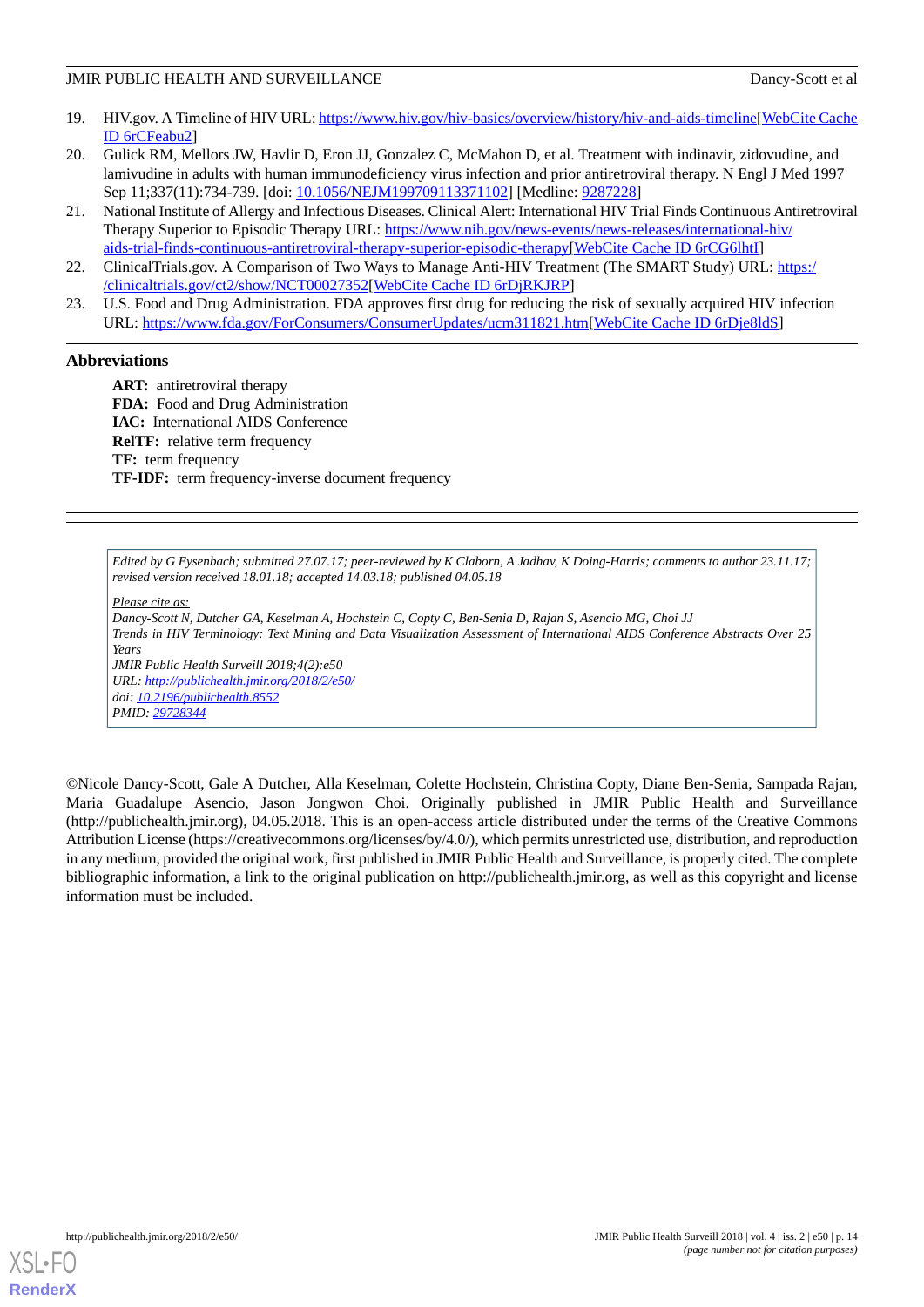19. HIV.gov. A Timeline of HIV URL: https://www.hiv.gov/hiv-basics/overview/history/hiv-and-aids-timeline[WebCite Cache ID 6rCFeabu2]
20. Gulick RM, Mellors JW, Havlir D, Eron JJ, Gonzalez C, McMahon D, et al. Treatment with indinavir, zidovudine, and lamivudine in adults with human immunodeficiency virus infection and prior antiretroviral therapy. N Engl J Med 1997 Sep 11;337(11):734-739. [doi: 10.1056/NEJM199709113371102] [Medline: 9287228]
21. National Institute of Allergy and Infectious Diseases. Clinical Alert: International HIV Trial Finds Continuous Antiretroviral Therapy Superior to Episodic Therapy URL: https://www.nih.gov/news-events/news-releases/international-hiv/aids-trial-finds-continuous-antiretroviral-therapy-superior-episodic-therapy[WebCite Cache ID 6rCG6lhtI]
22. ClinicalTrials.gov. A Comparison of Two Ways to Manage Anti-HIV Treatment (The SMART Study) URL: https://clinicaltrials.gov/ct2/show/NCT00027352[WebCite Cache ID 6rDjRKJRP]
23. U.S. Food and Drug Administration. FDA approves first drug for reducing the risk of sexually acquired HIV infection URL: https://www.fda.gov/ForConsumers/ConsumerUpdates/ucm311821.htm[WebCite Cache ID 6rDje8ldS]

## Abbreviations

**ART:** antiretroviral therapy
**FDA:** Food and Drug Administration
**IAC:** International AIDS Conference
**RelTF:** relative term frequency
**TF:** term frequency
**TF-IDF:** term frequency-inverse document frequency

---

*Edited by G Eysenbach; submitted 27.07.17; peer-reviewed by K Claborn, A Jadhav, K Doing-Harris; comments to author 23.11.17; revised version received 18.01.18; accepted 14.03.18; published 04.05.18*

*Please cite as:*
*Dancy-Scott N, Dutcher GA, Keselman A, Hochstein C, Copty C, Ben-Senia D, Rajan S, Asencio MG, Choi JJ*
*Trends in HIV Terminology: Text Mining and Data Visualization Assessment of International AIDS Conference Abstracts Over 25 Years*
*JMIR Public Health Surveill 2018;4(2):e50*
*URL: http://publichealth.jmir.org/2018/2/e50/*
*doi: 10.2196/publichealth.8552*
*PMID: 29728344*

©Nicole Dancy-Scott, Gale A Dutcher, Alla Keselman, Colette Hochstein, Christina Copty, Diane Ben-Senia, Sampada Rajan, Maria Guadalupe Asencio, Jason Jongwon Choi. Originally published in JMIR Public Health and Surveillance (http://publichealth.jmir.org), 04.05.2018. This is an open-access article distributed under the terms of the Creative Commons Attribution License (https://creativecommons.org/licenses/by/4.0/), which permits unrestricted use, distribution, and reproduction in any medium, provided the original work, first published in JMIR Public Health and Surveillance, is properly cited. The complete bibliographic information, a link to the original publication on http://publichealth.jmir.org, as well as this copyright and license information must be included.